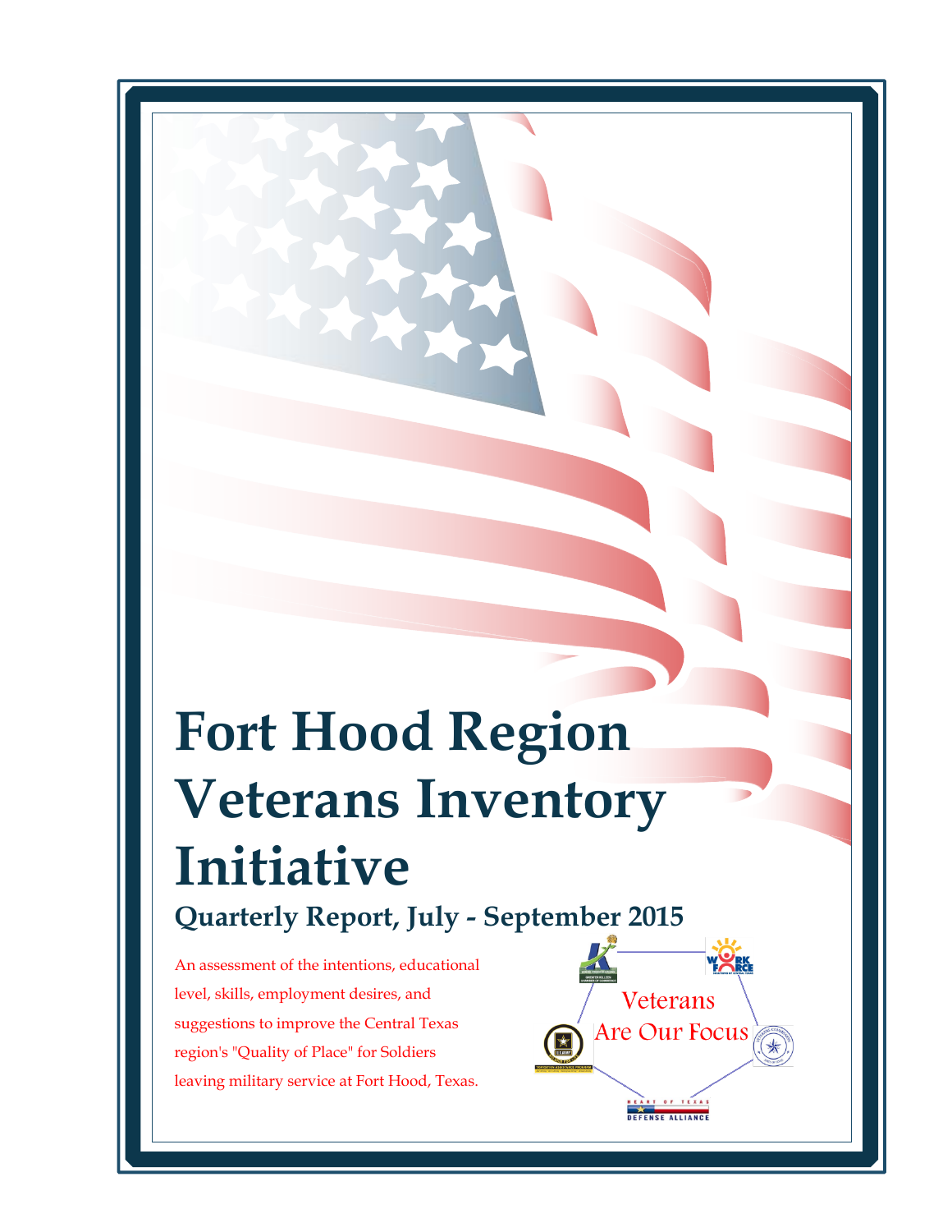# Fort Hood Region Veterans Inventory Initiative

## Quarterly Report, July - September 2015

An assessment of the intentions, educational level, skills, employment desires, and suggestions to improve the Central Texas region's "Quality of Place" for Soldiers leaving military service at Fort Hood, Texas.

Veterans Are Our Focus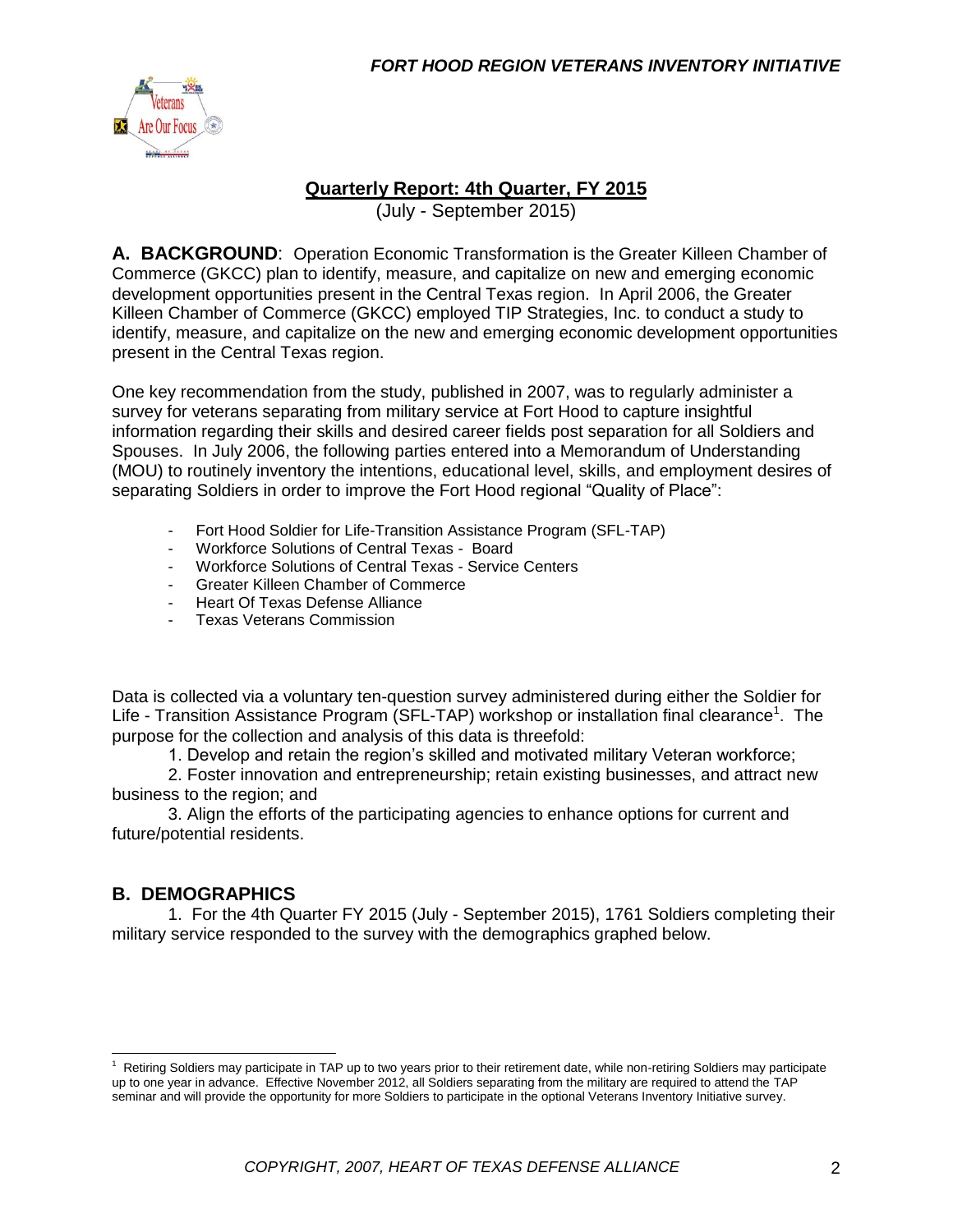## Quarterly Report: 4th Quarter, FY 2015

(July - September 2015)

**A. BACKGROUND**: Operation Economic Transformation is the Greater Killeen Chamber of Commerce (GKCC) plan to identify, measure, and capitalize on new and emerging economic development opportunities present in the Central Texas region. In April 2006, the Greater Killeen Chamber of Commerce (GKCC) employed TIP Strategies, Inc. to conduct a study to identify, measure, and capitalize on the new and emerging economic development opportunities present in the Central Texas region.

One key recommendation from the study, published in 2007, was to regularly administer a survey for veterans separating from military service at Fort Hood to capture insightful information regarding their skills and desired career fields post separation for all Soldiers and Spouses. In July 2006, the following parties entered into a Memorandum of Understanding (MOU) to routinely inventory the intentions, educational level, skills, and employment desires of separating Soldiers in order to improve the Fort Hood regional "Quality of Place":

- Fort Hood Soldier for Life-Transition Assistance Program (SFL-TAP)
- Workforce Solutions of Central Texas - Board
- Workforce Solutions of Central Texas - Service Centers
- Greater Killeen Chamber of Commerce
- Heart Of Texas Defense Alliance
- Texas Veterans Commission

Data is collected via a voluntary ten-question survey administered during either the Soldier for Life - Transition Assistance Program (SFL-TAP) workshop or installation final clearance[1]. The purpose for the collection and analysis of this data is threefold:

1. Develop and retain the region's skilled and motivated military Veteran workforce;
2. Foster innovation and entrepreneurship; retain existing businesses, and attract new business to the region; and
3. Align the efforts of the participating agencies to enhance options for current and future/potential residents.

## B. DEMOGRAPHICS

1. For the 4th Quarter FY 2015 (July - September 2015), 1761 Soldiers completing their military service responded to the survey with the demographics graphed below.

[1] Retiring Soldiers may participate in TAP up to two years prior to their retirement date, while non-retiring Soldiers may participate up to one year in advance. Effective November 2012, all Soldiers separating from the military are required to attend the TAP seminar and will provide the opportunity for more Soldiers to participate in the optional Veterans Inventory Initiative survey.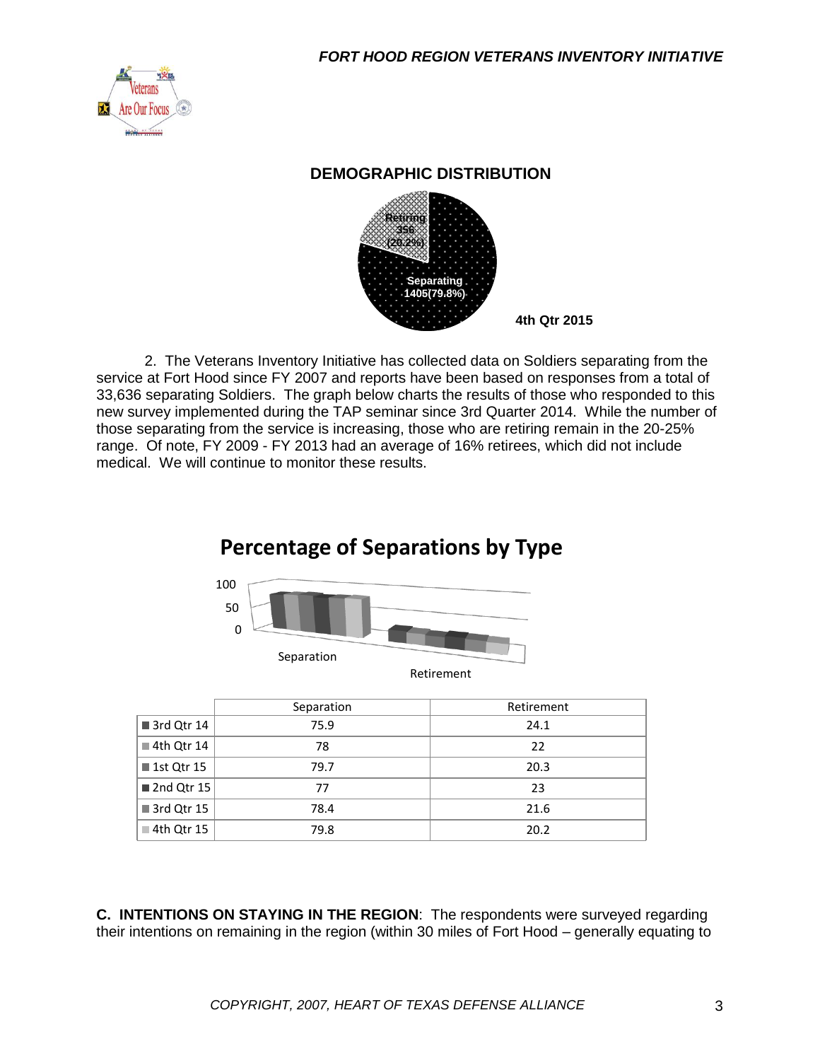## DEMOGRAPHIC DISTRIBUTION

Retiring 356 (20.2%)

Separating 1405(79.8%)

4th Qtr 2015

2. The Veterans Inventory Initiative has collected data on Soldiers separating from the service at Fort Hood since FY 2007 and reports have been based on responses from a total of 33,636 separating Soldiers. The graph below charts the results of those who responded to this new survey implemented during the TAP seminar since 3rd Quarter 2014. While the number of those separating from the service is increasing, those who are retiring remain in the 20-25% range. Of note, FY 2009 - FY 2013 had an average of 16% retirees, which did not include medical. We will continue to monitor these results.

## Percentage of Separations by Type

| | Separation | Retirement |
|---|---|---|
| 3rd Qtr 14 | 75.9 | 24.1 |
| 4th Qtr 14 | 78 | 22 |
| 1st Qtr 15 | 79.7 | 20.3 |
| 2nd Qtr 15 | 77 | 23 |
| 3rd Qtr 15 | 78.4 | 21.6 |
| 4th Qtr 15 | 79.8 | 20.2 |

**C. INTENTIONS ON STAYING IN THE REGION**: The respondents were surveyed regarding their intentions on remaining in the region (within 30 miles of Fort Hood – generally equating to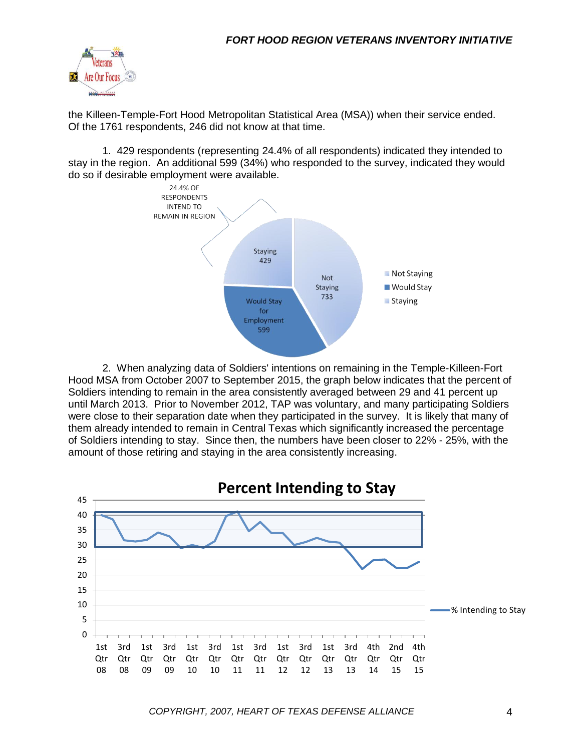the Killeen-Temple-Fort Hood Metropolitan Statistical Area (MSA)) when their service ended. Of the 1761 respondents, 246 did not know at that time.

1. 429 respondents (representing 24.4% of all respondents) indicated they intended to stay in the region. An additional 599 (34%) who responded to the survey, indicated they would do so if desirable employment were available.

2. When analyzing data of Soldiers' intentions on remaining in the Temple-Killeen-Fort Hood MSA from October 2007 to September 2015, the graph below indicates that the percent of Soldiers intending to remain in the area consistently averaged between 29 and 41 percent up until March 2013. Prior to November 2012, TAP was voluntary, and many participating Soldiers were close to their separation date when they participated in the survey. It is likely that many of them already intended to remain in Central Texas which significantly increased the percentage of Soldiers intending to stay. Since then, the numbers have been closer to 22% - 25%, with the amount of those retiring and staying in the area consistently increasing.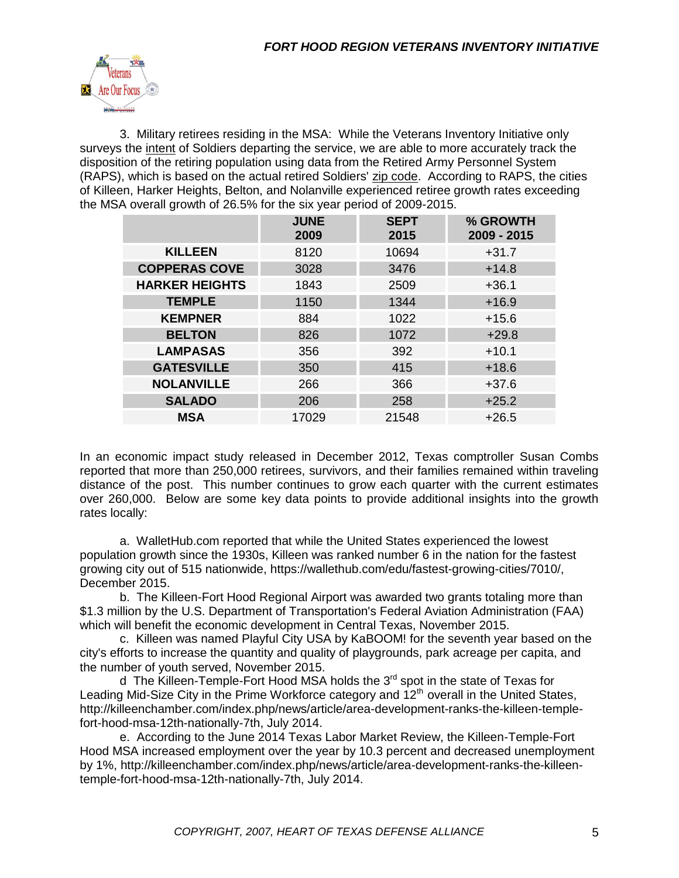3. Military retirees residing in the MSA: While the Veterans Inventory Initiative only surveys the intent of Soldiers departing the service, we are able to more accurately track the disposition of the retiring population using data from the Retired Army Personnel System (RAPS), which is based on the actual retired Soldiers' zip code. According to RAPS, the cities of Killeen, Harker Heights, Belton, and Nolanville experienced retiree growth rates exceeding the MSA overall growth of 26.5% for the six year period of 2009-2015.

| | JUNE 2009 | SEPT 2015 | % GROWTH 2009 - 2015 |
|---|---|---|---|
| **KILLEEN** | 8120 | 10694 | +31.7 |
| **COPPERAS COVE** | 3028 | 3476 | +14.8 |
| **HARKER HEIGHTS** | 1843 | 2509 | +36.1 |
| **TEMPLE** | 1150 | 1344 | +16.9 |
| **KEMPNER** | 884 | 1022 | +15.6 |
| **BELTON** | 826 | 1072 | +29.8 |
| **LAMPASAS** | 356 | 392 | +10.1 |
| **GATESVILLE** | 350 | 415 | +18.6 |
| **NOLANVILLE** | 266 | 366 | +37.6 |
| **SALADO** | 206 | 258 | +25.2 |
| **MSA** | 17029 | 21548 | +26.5 |

In an economic impact study released in December 2012, Texas comptroller Susan Combs reported that more than 250,000 retirees, survivors, and their families remained within traveling distance of the post. This number continues to grow each quarter with the current estimates over 260,000. Below are some key data points to provide additional insights into the growth rates locally:

a. WalletHub.com reported that while the United States experienced the lowest population growth since the 1930s, Killeen was ranked number 6 in the nation for the fastest growing city out of 515 nationwide, https://wallethub.com/edu/fastest-growing-cities/7010/, December 2015.

b. The Killeen-Fort Hood Regional Airport was awarded two grants totaling more than $1.3 million by the U.S. Department of Transportation's Federal Aviation Administration (FAA) which will benefit the economic development in Central Texas, November 2015.

c. Killeen was named Playful City USA by KaBOOM! for the seventh year based on the city's efforts to increase the quantity and quality of playgrounds, park acreage per capita, and the number of youth served, November 2015.

d The Killeen-Temple-Fort Hood MSA holds the 3rd spot in the state of Texas for Leading Mid-Size City in the Prime Workforce category and 12th overall in the United States, http://killeenchamber.com/index.php/news/article/area-development-ranks-the-killeen-temple-fort-hood-msa-12th-nationally-7th, July 2014.

e. According to the June 2014 Texas Labor Market Review, the Killeen-Temple-Fort Hood MSA increased employment over the year by 10.3 percent and decreased unemployment by 1%, http://killeenchamber.com/index.php/news/article/area-development-ranks-the-killeen-temple-fort-hood-msa-12th-nationally-7th, July 2014.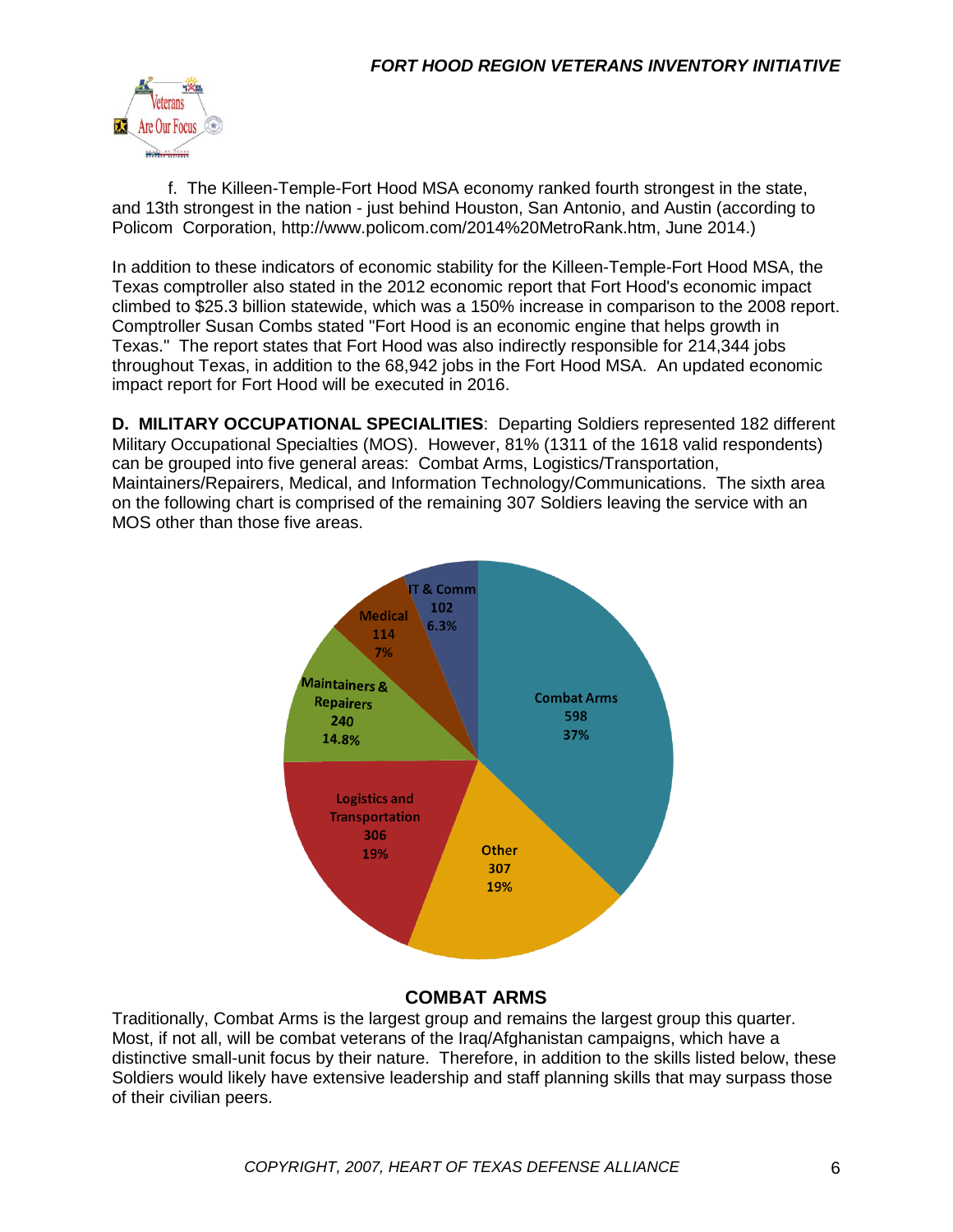f. The Killeen-Temple-Fort Hood MSA economy ranked fourth strongest in the state, and 13th strongest in the nation - just behind Houston, San Antonio, and Austin (according to Policom Corporation, http://www.policom.com/2014%20MetroRank.htm, June 2014.)

In addition to these indicators of economic stability for the Killeen-Temple-Fort Hood MSA, the Texas comptroller also stated in the 2012 economic report that Fort Hood's economic impact climbed to $25.3 billion statewide, which was a 150% increase in comparison to the 2008 report. Comptroller Susan Combs stated "Fort Hood is an economic engine that helps growth in Texas." The report states that Fort Hood was also indirectly responsible for 214,344 jobs throughout Texas, in addition to the 68,942 jobs in the Fort Hood MSA. An updated economic impact report for Fort Hood will be executed in 2016.

**D. MILITARY OCCUPATIONAL SPECIALITIES**: Departing Soldiers represented 182 different Military Occupational Specialties (MOS). However, 81% (1311 of the 1618 valid respondents) can be grouped into five general areas: Combat Arms, Logistics/Transportation, Maintainers/Repairers, Medical, and Information Technology/Communications. The sixth area on the following chart is comprised of the remaining 307 Soldiers leaving the service with an MOS other than those five areas.

| Category | Number | Percent |
|---|---|---|
| Combat Arms | 598 | 37% |
| Other | 307 | 19% |
| Logistics and Transportation | 306 | 19% |
| Maintainers & Repairers | 240 | 14.8% |
| Medical | 114 | 7% |
| IT & Comm | 102 | 6.3% |

## COMBAT ARMS

Traditionally, Combat Arms is the largest group and remains the largest group this quarter. Most, if not all, will be combat veterans of the Iraq/Afghanistan campaigns, which have a distinctive small-unit focus by their nature. Therefore, in addition to the skills listed below, these Soldiers would likely have extensive leadership and staff planning skills that may surpass those of their civilian peers.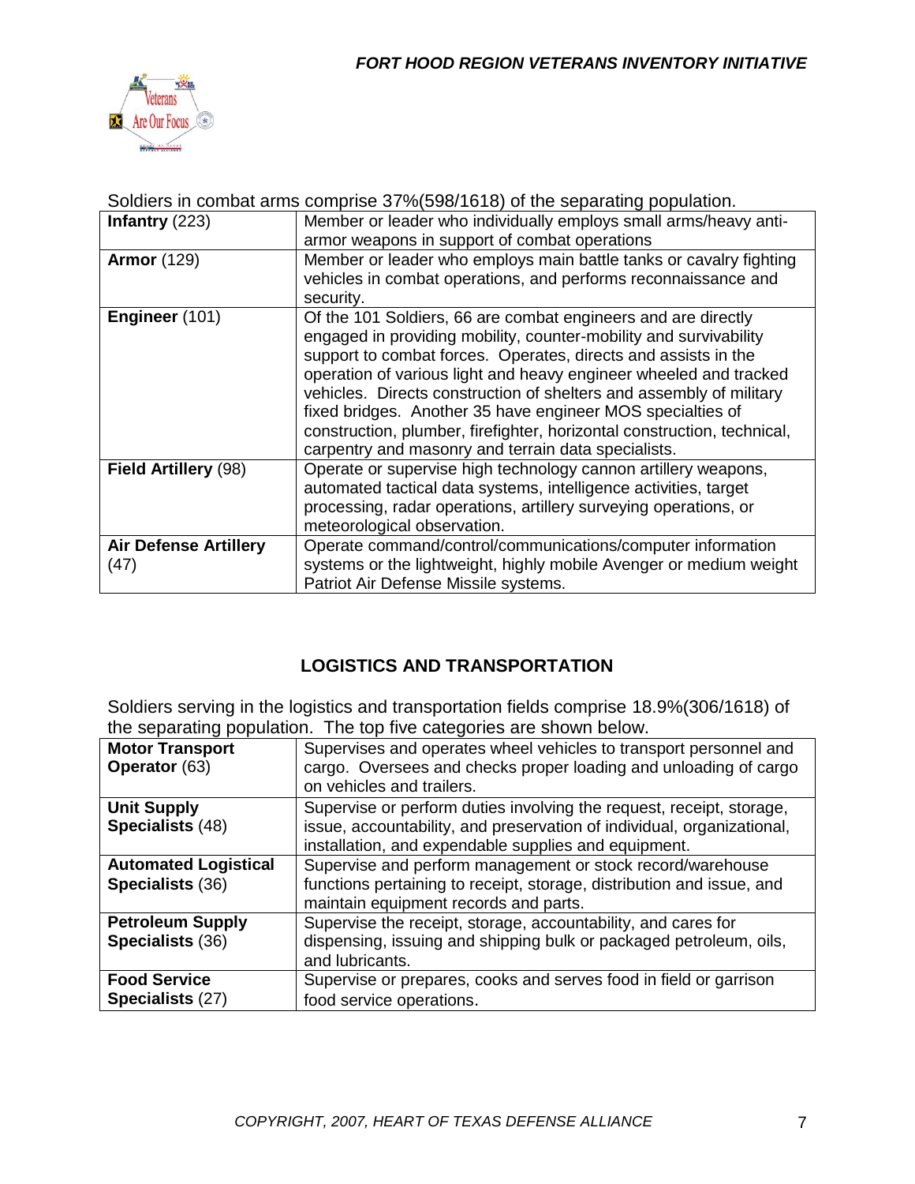Soldiers in combat arms comprise 37%(598/1618) of the separating population.

| | |
|---|---|
| **Infantry** (223) | Member or leader who individually employs small arms/heavy anti-armor weapons in support of combat operations |
| **Armor** (129) | Member or leader who employs main battle tanks or cavalry fighting vehicles in combat operations, and performs reconnaissance and security. |
| **Engineer** (101) | Of the 101 Soldiers, 66 are combat engineers and are directly engaged in providing mobility, counter-mobility and survivability support to combat forces. Operates, directs and assists in the operation of various light and heavy engineer wheeled and tracked vehicles. Directs construction of shelters and assembly of military fixed bridges. Another 35 have engineer MOS specialties of construction, plumber, firefighter, horizontal construction, technical, carpentry and masonry and terrain data specialists. |
| **Field Artillery** (98) | Operate or supervise high technology cannon artillery weapons, automated tactical data systems, intelligence activities, target processing, radar operations, artillery surveying operations, or meteorological observation. |
| **Air Defense Artillery** (47) | Operate command/control/communications/computer information systems or the lightweight, highly mobile Avenger or medium weight Patriot Air Defense Missile systems. |

## LOGISTICS AND TRANSPORTATION

Soldiers serving in the logistics and transportation fields comprise 18.9%(306/1618) of the separating population. The top five categories are shown below.

| | |
|---|---|
| **Motor Transport Operator** (63) | Supervises and operates wheel vehicles to transport personnel and cargo. Oversees and checks proper loading and unloading of cargo on vehicles and trailers. |
| **Unit Supply Specialists** (48) | Supervise or perform duties involving the request, receipt, storage, issue, accountability, and preservation of individual, organizational, installation, and expendable supplies and equipment. |
| **Automated Logistical Specialists** (36) | Supervise and perform management or stock record/warehouse functions pertaining to receipt, storage, distribution and issue, and maintain equipment records and parts. |
| **Petroleum Supply Specialists** (36) | Supervise the receipt, storage, accountability, and cares for dispensing, issuing and shipping bulk or packaged petroleum, oils, and lubricants. |
| **Food Service Specialists** (27) | Supervise or prepares, cooks and serves food in field or garrison food service operations. |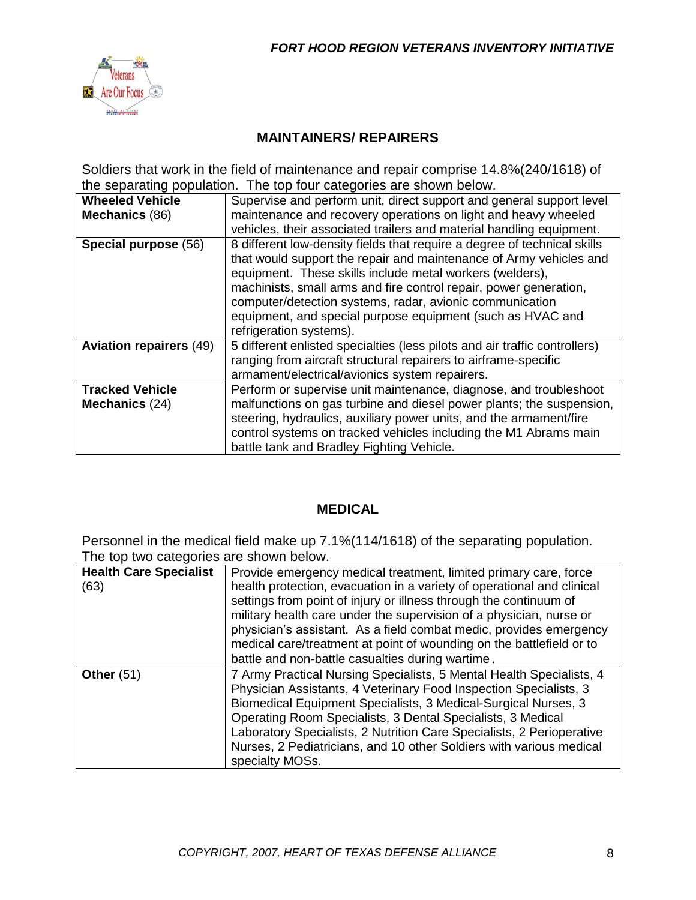## MAINTAINERS/ REPAIRERS

Soldiers that work in the field of maintenance and repair comprise 14.8%(240/1618) of the separating population. The top four categories are shown below.

| | |
|---|---|
| **Wheeled Vehicle Mechanics** (86) | Supervise and perform unit, direct support and general support level maintenance and recovery operations on light and heavy wheeled vehicles, their associated trailers and material handling equipment. |
| **Special purpose** (56) | 8 different low-density fields that require a degree of technical skills that would support the repair and maintenance of Army vehicles and equipment. These skills include metal workers (welders), machinists, small arms and fire control repair, power generation, computer/detection systems, radar, avionic communication equipment, and special purpose equipment (such as HVAC and refrigeration systems). |
| **Aviation repairers** (49) | 5 different enlisted specialties (less pilots and air traffic controllers) ranging from aircraft structural repairers to airframe-specific armament/electrical/avionics system repairers. |
| **Tracked Vehicle Mechanics** (24) | Perform or supervise unit maintenance, diagnose, and troubleshoot malfunctions on gas turbine and diesel power plants; the suspension, steering, hydraulics, auxiliary power units, and the armament/fire control systems on tracked vehicles including the M1 Abrams main battle tank and Bradley Fighting Vehicle. |

## MEDICAL

Personnel in the medical field make up 7.1%(114/1618) of the separating population. The top two categories are shown below.

| | |
|---|---|
| **Health Care Specialist** (63) | Provide emergency medical treatment, limited primary care, force health protection, evacuation in a variety of operational and clinical settings from point of injury or illness through the continuum of military health care under the supervision of a physician, nurse or physician's assistant. As a field combat medic, provides emergency medical care/treatment at point of wounding on the battlefield or to battle and non-battle casualties during wartime. |
| **Other** (51) | 7 Army Practical Nursing Specialists, 5 Mental Health Specialists, 4 Physician Assistants, 4 Veterinary Food Inspection Specialists, 3 Biomedical Equipment Specialists, 3 Medical-Surgical Nurses, 3 Operating Room Specialists, 3 Dental Specialists, 3 Medical Laboratory Specialists, 2 Nutrition Care Specialists, 2 Perioperative Nurses, 2 Pediatricians, and 10 other Soldiers with various medical specialty MOSs. |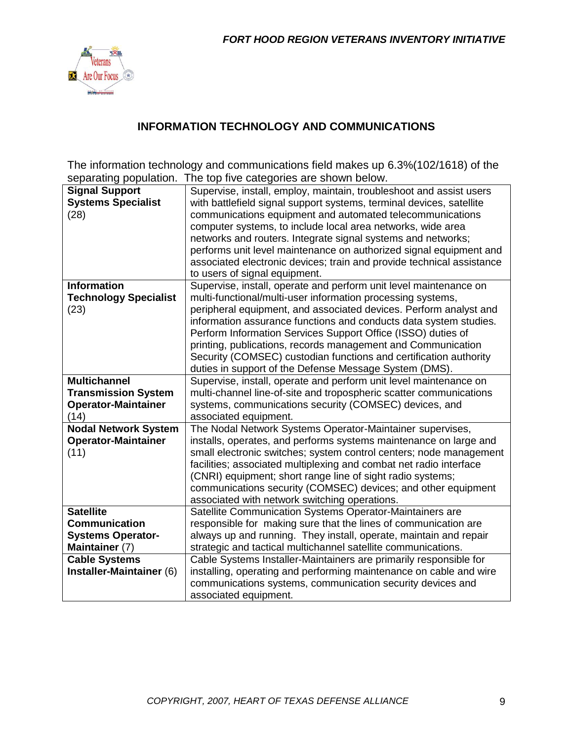## INFORMATION TECHNOLOGY AND COMMUNICATIONS

The information technology and communications field makes up 6.3%(102/1618) of the separating population. The top five categories are shown below.

| | |
|---|---|
| **Signal Support Systems Specialist** (28) | Supervise, install, employ, maintain, troubleshoot and assist users with battlefield signal support systems, terminal devices, satellite communications equipment and automated telecommunications computer systems, to include local area networks, wide area networks and routers. Integrate signal systems and networks; performs unit level maintenance on authorized signal equipment and associated electronic devices; train and provide technical assistance to users of signal equipment. |
| **Information Technology Specialist** (23) | Supervise, install, operate and perform unit level maintenance on multi-functional/multi-user information processing systems, peripheral equipment, and associated devices. Perform analyst and information assurance functions and conducts data system studies. Perform Information Services Support Office (ISSO) duties of printing, publications, records management and Communication Security (COMSEC) custodian functions and certification authority duties in support of the Defense Message System (DMS). |
| **Multichannel Transmission System Operator-Maintainer** (14) | Supervise, install, operate and perform unit level maintenance on multi-channel line-of-site and tropospheric scatter communications systems, communications security (COMSEC) devices, and associated equipment. |
| **Nodal Network System Operator-Maintainer** (11) | The Nodal Network Systems Operator-Maintainer supervises, installs, operates, and performs systems maintenance on large and small electronic switches; system control centers; node management facilities; associated multiplexing and combat net radio interface (CNRI) equipment; short range line of sight radio systems; communications security (COMSEC) devices; and other equipment associated with network switching operations. |
| **Satellite Communication Systems Operator-Maintainer** (7) | Satellite Communication Systems Operator-Maintainers are responsible for making sure that the lines of communication are always up and running. They install, operate, maintain and repair strategic and tactical multichannel satellite communications. |
| **Cable Systems Installer-Maintainer** (6) | Cable Systems Installer-Maintainers are primarily responsible for installing, operating and performing maintenance on cable and wire communications systems, communication security devices and associated equipment. |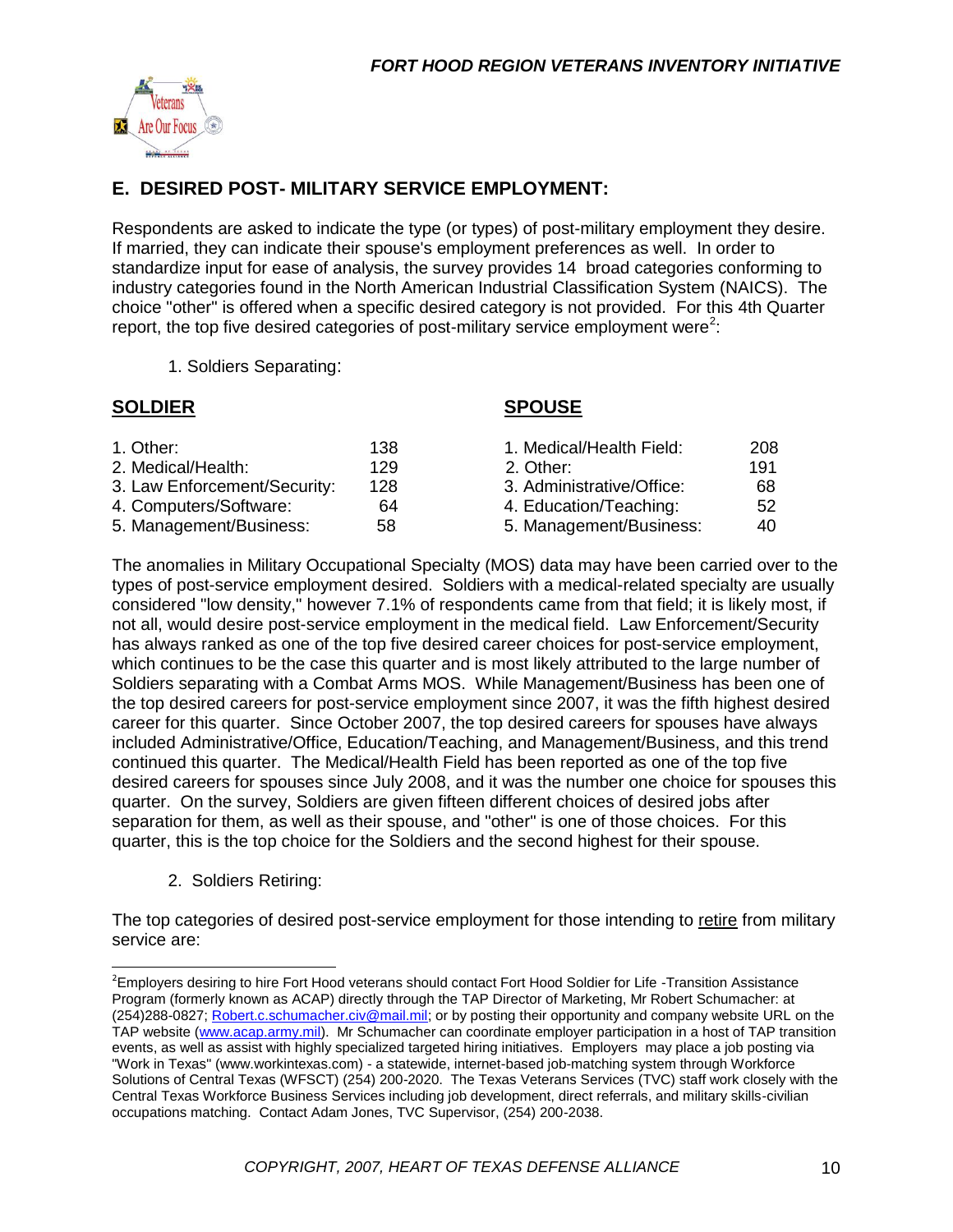## E. DESIRED POST- MILITARY SERVICE EMPLOYMENT:

Respondents are asked to indicate the type (or types) of post-military employment they desire. If married, they can indicate their spouse's employment preferences as well. In order to standardize input for ease of analysis, the survey provides 14 broad categories conforming to industry categories found in the North American Industrial Classification System (NAICS). The choice "other" is offered when a specific desired category is not provided. For this 4th Quarter report, the top five desired categories of post-military service employment were[2]:

1. Soldiers Separating:

| **SOLDIER** | | **SPOUSE** | |
|---|---|---|---|
| 1. Other: | 138 | 1. Medical/Health Field: | 208 |
| 2. Medical/Health: | 129 | 2. Other: | 191 |
| 3. Law Enforcement/Security: | 128 | 3. Administrative/Office: | 68 |
| 4. Computers/Software: | 64 | 4. Education/Teaching: | 52 |
| 5. Management/Business: | 58 | 5. Management/Business: | 40 |

The anomalies in Military Occupational Specialty (MOS) data may have been carried over to the types of post-service employment desired. Soldiers with a medical-related specialty are usually considered "low density," however 7.1% of respondents came from that field; it is likely most, if not all, would desire post-service employment in the medical field. Law Enforcement/Security has always ranked as one of the top five desired career choices for post-service employment, which continues to be the case this quarter and is most likely attributed to the large number of Soldiers separating with a Combat Arms MOS. While Management/Business has been one of the top desired careers for post-service employment since 2007, it was the fifth highest desired career for this quarter. Since October 2007, the top desired careers for spouses have always included Administrative/Office, Education/Teaching, and Management/Business, and this trend continued this quarter. The Medical/Health Field has been reported as one of the top five desired careers for spouses since July 2008, and it was the number one choice for spouses this quarter. On the survey, Soldiers are given fifteen different choices of desired jobs after separation for them, as well as their spouse, and "other" is one of those choices. For this quarter, this is the top choice for the Soldiers and the second highest for their spouse.

2. Soldiers Retiring:

The top categories of desired post-service employment for those intending to retire from military service are:

[2] Employers desiring to hire Fort Hood veterans should contact Fort Hood Soldier for Life -Transition Assistance Program (formerly known as ACAP) directly through the TAP Director of Marketing, Mr Robert Schumacher: at (254)288-0827; Robert.c.schumacher.civ@mail.mil; or by posting their opportunity and company website URL on the TAP website (www.acap.army.mil). Mr Schumacher can coordinate employer participation in a host of TAP transition events, as well as assist with highly specialized targeted hiring initiatives. Employers may place a job posting via "Work in Texas" (www.workintexas.com) - a statewide, internet-based job-matching system through Workforce Solutions of Central Texas (WFSCT) (254) 200-2020. The Texas Veterans Services (TVC) staff work closely with the Central Texas Workforce Business Services including job development, direct referrals, and military skills-civilian occupations matching. Contact Adam Jones, TVC Supervisor, (254) 200-2038.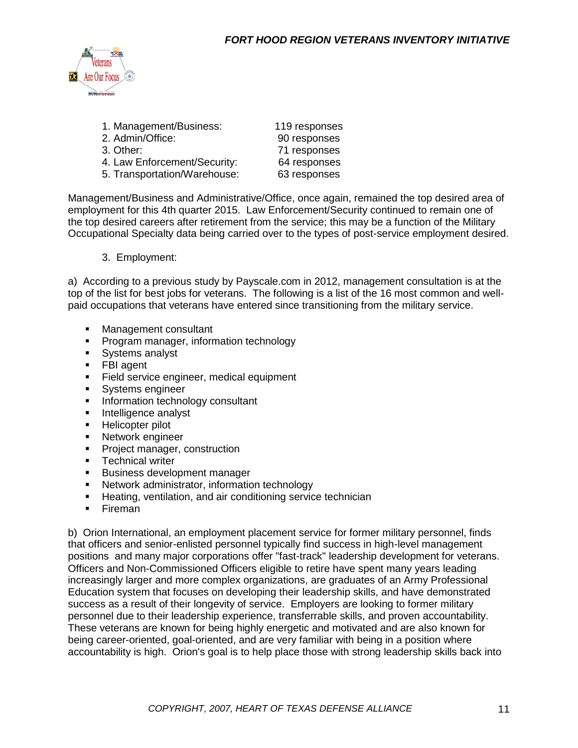1. Management/Business: 119 responses
2. Admin/Office: 90 responses
3. Other: 71 responses
4. Law Enforcement/Security: 64 responses
5. Transportation/Warehouse: 63 responses

Management/Business and Administrative/Office, once again, remained the top desired area of employment for this 4th quarter 2015. Law Enforcement/Security continued to remain one of the top desired careers after retirement from the service; this may be a function of the Military Occupational Specialty data being carried over to the types of post-service employment desired.

3. Employment:

a) According to a previous study by Payscale.com in 2012, management consultation is at the top of the list for best jobs for veterans. The following is a list of the 16 most common and well-paid occupations that veterans have entered since transitioning from the military service.

- Management consultant
- Program manager, information technology
- Systems analyst
- FBI agent
- Field service engineer, medical equipment
- Systems engineer
- Information technology consultant
- Intelligence analyst
- Helicopter pilot
- Network engineer
- Project manager, construction
- Technical writer
- Business development manager
- Network administrator, information technology
- Heating, ventilation, and air conditioning service technician
- Fireman

b) Orion International, an employment placement service for former military personnel, finds that officers and senior-enlisted personnel typically find success in high-level management positions and many major corporations offer "fast-track" leadership development for veterans. Officers and Non-Commissioned Officers eligible to retire have spent many years leading increasingly larger and more complex organizations, are graduates of an Army Professional Education system that focuses on developing their leadership skills, and have demonstrated success as a result of their longevity of service. Employers are looking to former military personnel due to their leadership experience, transferrable skills, and proven accountability. These veterans are known for being highly energetic and motivated and are also known for being career-oriented, goal-oriented, and are very familiar with being in a position where accountability is high. Orion's goal is to help place those with strong leadership skills back into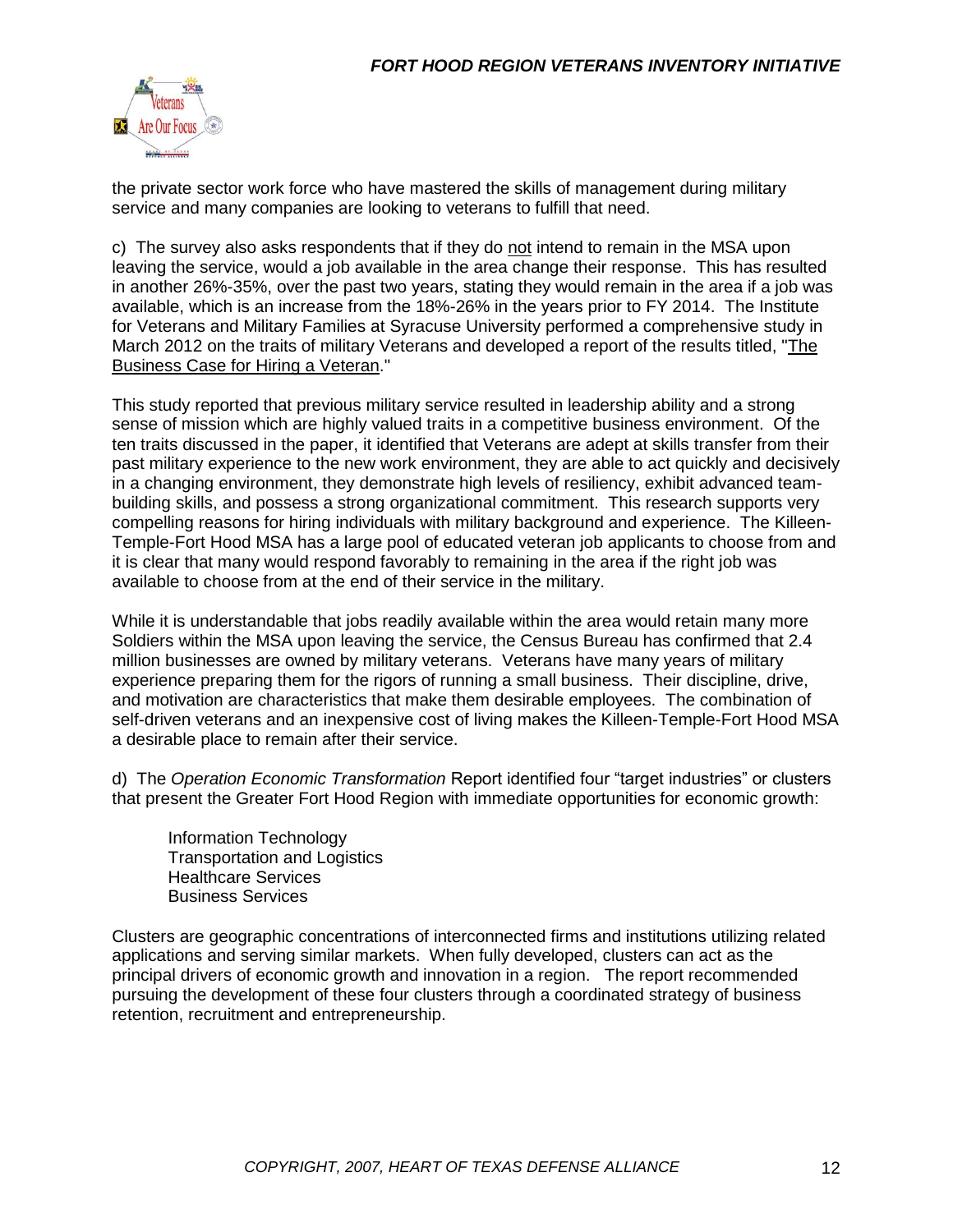the private sector work force who have mastered the skills of management during military service and many companies are looking to veterans to fulfill that need.

c) The survey also asks respondents that if they do <u>not</u> intend to remain in the MSA upon leaving the service, would a job available in the area change their response. This has resulted in another 26%-35%, over the past two years, stating they would remain in the area if a job was available, which is an increase from the 18%-26% in the years prior to FY 2014. The Institute for Veterans and Military Families at Syracuse University performed a comprehensive study in March 2012 on the traits of military Veterans and developed a report of the results titled, "<u>The Business Case for Hiring a Veteran</u>."

This study reported that previous military service resulted in leadership ability and a strong sense of mission which are highly valued traits in a competitive business environment. Of the ten traits discussed in the paper, it identified that Veterans are adept at skills transfer from their past military experience to the new work environment, they are able to act quickly and decisively in a changing environment, they demonstrate high levels of resiliency, exhibit advanced team-building skills, and possess a strong organizational commitment. This research supports very compelling reasons for hiring individuals with military background and experience. The Killeen-Temple-Fort Hood MSA has a large pool of educated veteran job applicants to choose from and it is clear that many would respond favorably to remaining in the area if the right job was available to choose from at the end of their service in the military.

While it is understandable that jobs readily available within the area would retain many more Soldiers within the MSA upon leaving the service, the Census Bureau has confirmed that 2.4 million businesses are owned by military veterans. Veterans have many years of military experience preparing them for the rigors of running a small business. Their discipline, drive, and motivation are characteristics that make them desirable employees. The combination of self-driven veterans and an inexpensive cost of living makes the Killeen-Temple-Fort Hood MSA a desirable place to remain after their service.

d) The *Operation Economic Transformation* Report identified four "target industries" or clusters that present the Greater Fort Hood Region with immediate opportunities for economic growth:

Information Technology  
Transportation and Logistics  
Healthcare Services  
Business Services

Clusters are geographic concentrations of interconnected firms and institutions utilizing related applications and serving similar markets. When fully developed, clusters can act as the principal drivers of economic growth and innovation in a region. The report recommended pursuing the development of these four clusters through a coordinated strategy of business retention, recruitment and entrepreneurship.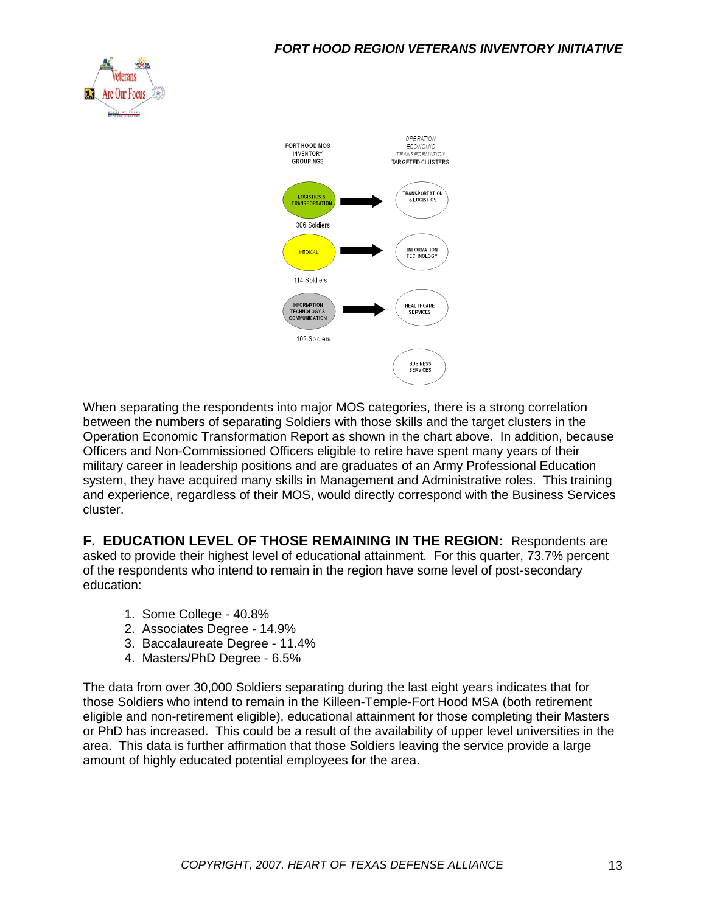| FORT HOOD MOS INVENTORY GROUPINGS | | *OPERATION ECONOMIC TRANSFORMATION* TARGETED CLUSTERS |
|---|---|---|
| LOGISTICS & TRANSPORTATION (306 Soldiers) | → | TRANSPORTATION & LOGISTICS |
| MEDICAL (114 Soldiers) | → | INFORMATION TECHNOLOGY |
| INFORMATION TECHNOLOGY & COMMUNICATION (102 Soldiers) | → | HEALTHCARE SERVICES |
| | | BUSINESS SERVICES |

When separating the respondents into major MOS categories, there is a strong correlation between the numbers of separating Soldiers with those skills and the target clusters in the Operation Economic Transformation Report as shown in the chart above. In addition, because Officers and Non-Commissioned Officers eligible to retire have spent many years of their military career in leadership positions and are graduates of an Army Professional Education system, they have acquired many skills in Management and Administrative roles. This training and experience, regardless of their MOS, would directly correspond with the Business Services cluster.

**F. EDUCATION LEVEL OF THOSE REMAINING IN THE REGION:** Respondents are asked to provide their highest level of educational attainment. For this quarter, 73.7% percent of the respondents who intend to remain in the region have some level of post-secondary education:

1. Some College - 40.8%
2. Associates Degree - 14.9%
3. Baccalaureate Degree - 11.4%
4. Masters/PhD Degree - 6.5%

The data from over 30,000 Soldiers separating during the last eight years indicates that for those Soldiers who intend to remain in the Killeen-Temple-Fort Hood MSA (both retirement eligible and non-retirement eligible), educational attainment for those completing their Masters or PhD has increased. This could be a result of the availability of upper level universities in the area. This data is further affirmation that those Soldiers leaving the service provide a large amount of highly educated potential employees for the area.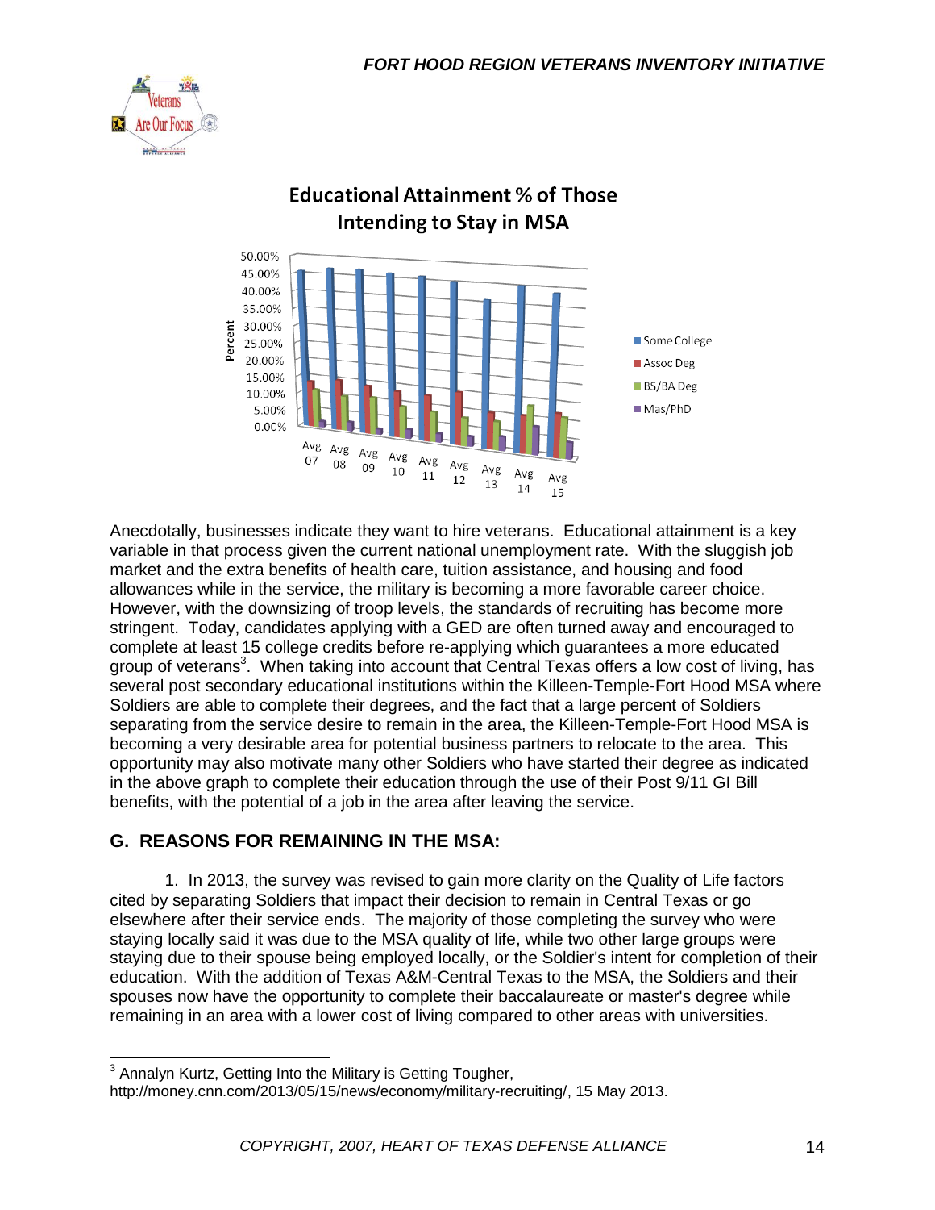Educational Attainment % of Those Intending to Stay in MSA

Anecdotally, businesses indicate they want to hire veterans. Educational attainment is a key variable in that process given the current national unemployment rate. With the sluggish job market and the extra benefits of health care, tuition assistance, and housing and food allowances while in the service, the military is becoming a more favorable career choice. However, with the downsizing of troop levels, the standards of recruiting has become more stringent. Today, candidates applying with a GED are often turned away and encouraged to complete at least 15 college credits before re-applying which guarantees a more educated group of veterans[3]. When taking into account that Central Texas offers a low cost of living, has several post secondary educational institutions within the Killeen-Temple-Fort Hood MSA where Soldiers are able to complete their degrees, and the fact that a large percent of Soldiers separating from the service desire to remain in the area, the Killeen-Temple-Fort Hood MSA is becoming a very desirable area for potential business partners to relocate to the area. This opportunity may also motivate many other Soldiers who have started their degree as indicated in the above graph to complete their education through the use of their Post 9/11 GI Bill benefits, with the potential of a job in the area after leaving the service.

## G. REASONS FOR REMAINING IN THE MSA:

1. In 2013, the survey was revised to gain more clarity on the Quality of Life factors cited by separating Soldiers that impact their decision to remain in Central Texas or go elsewhere after their service ends. The majority of those completing the survey who were staying locally said it was due to the MSA quality of life, while two other large groups were staying due to their spouse being employed locally, or the Soldier's intent for completion of their education. With the addition of Texas A&M-Central Texas to the MSA, the Soldiers and their spouses now have the opportunity to complete their baccalaureate or master's degree while remaining in an area with a lower cost of living compared to other areas with universities.

[3] Annalyn Kurtz, Getting Into the Military is Getting Tougher, http://money.cnn.com/2013/05/15/news/economy/military-recruiting/, 15 May 2013.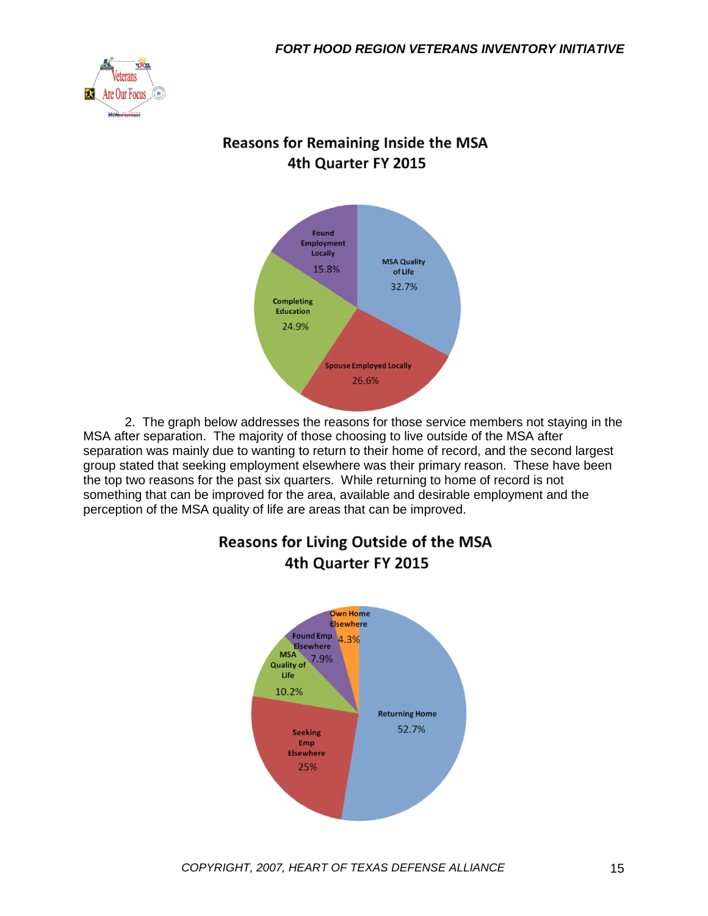## Reasons for Remaining Inside the MSA
## 4th Quarter FY 2015

| Reason | Percentage |
|---|---|
| MSA Quality of Life | 32.7% |
| Spouse Employed Locally | 26.6% |
| Completing Education | 24.9% |
| Found Employment Locally | 15.8% |

2. The graph below addresses the reasons for those service members not staying in the MSA after separation. The majority of those choosing to live outside of the MSA after separation was mainly due to wanting to return to their home of record, and the second largest group stated that seeking employment elsewhere was their primary reason. These have been the top two reasons for the past six quarters. While returning to home of record is not something that can be improved for the area, available and desirable employment and the perception of the MSA quality of life are areas that can be improved.

## Reasons for Living Outside of the MSA
## 4th Quarter FY 2015

| Reason | Percentage |
|---|---|
| Returning Home | 52.7% |
| Seeking Emp Elsewhere | 25% |
| MSA Quality of Life | 10.2% |
| Found Emp Elsewhere | 7.9% |
| Own Home Elsewhere | 4.3% |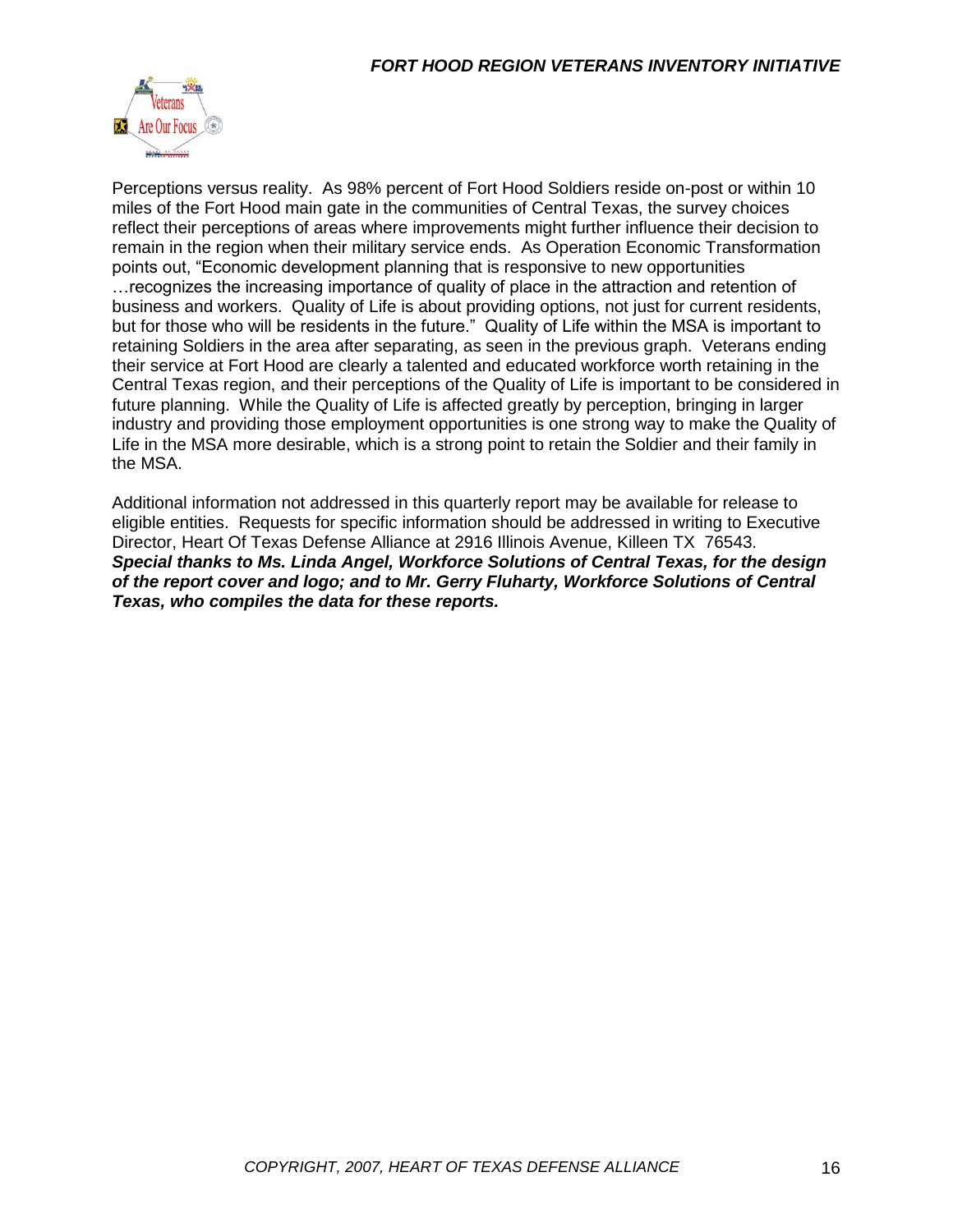Perceptions versus reality. As 98% percent of Fort Hood Soldiers reside on-post or within 10 miles of the Fort Hood main gate in the communities of Central Texas, the survey choices reflect their perceptions of areas where improvements might further influence their decision to remain in the region when their military service ends. As Operation Economic Transformation points out, "Economic development planning that is responsive to new opportunities …recognizes the increasing importance of quality of place in the attraction and retention of business and workers. Quality of Life is about providing options, not just for current residents, but for those who will be residents in the future." Quality of Life within the MSA is important to retaining Soldiers in the area after separating, as seen in the previous graph. Veterans ending their service at Fort Hood are clearly a talented and educated workforce worth retaining in the Central Texas region, and their perceptions of the Quality of Life is important to be considered in future planning. While the Quality of Life is affected greatly by perception, bringing in larger industry and providing those employment opportunities is one strong way to make the Quality of Life in the MSA more desirable, which is a strong point to retain the Soldier and their family in the MSA.

Additional information not addressed in this quarterly report may be available for release to eligible entities. Requests for specific information should be addressed in writing to Executive Director, Heart Of Texas Defense Alliance at 2916 Illinois Avenue, Killeen TX 76543. ***Special thanks to Ms. Linda Angel, Workforce Solutions of Central Texas, for the design of the report cover and logo; and to Mr. Gerry Fluharty, Workforce Solutions of Central Texas, who compiles the data for these reports.***